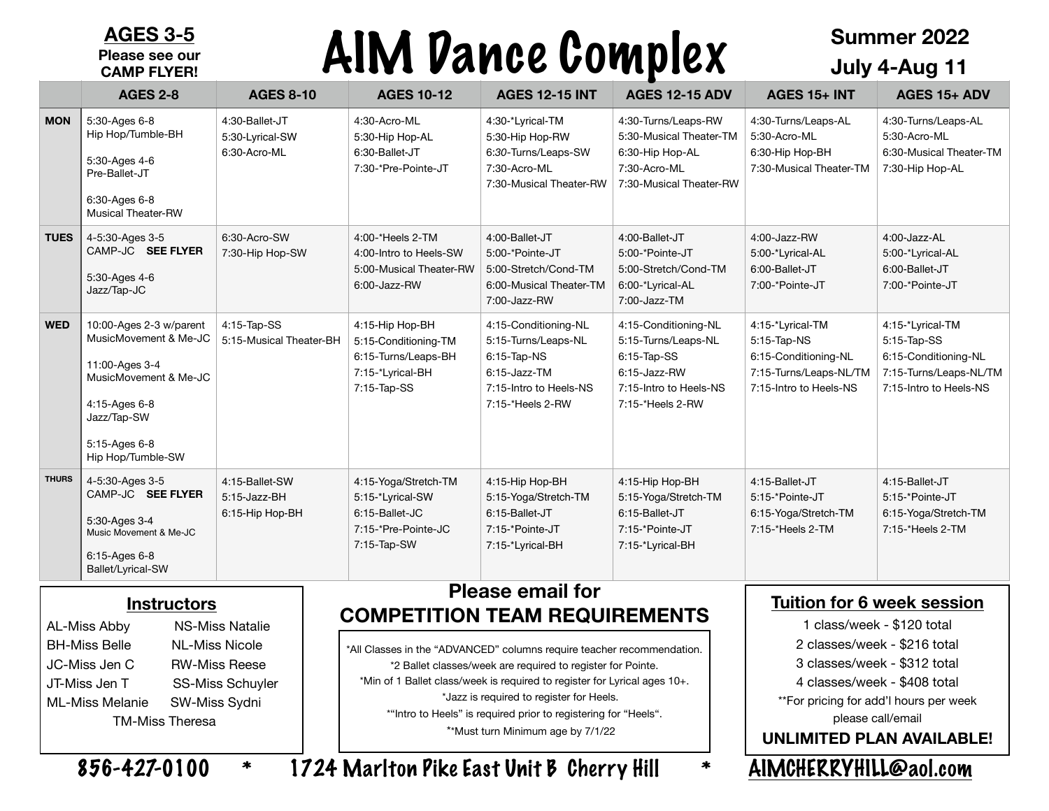**AGES 3-5**
**Please see our CAMP FLYER!**

# AIM Dance Complex

**Summer 2022**
**July 4-Aug 11**

| | AGES 2-8 | AGES 8-10 | AGES 10-12 | AGES 12-15 INT | AGES 12-15 ADV | AGES 15+ INT | AGES 15+ ADV |
|---|---|---|---|---|---|---|---|
| **MON** | 5:30-Ages 6-8 Hip Hop/Tumble-BH<br><br>5:30-Ages 4-6 Pre-Ballet-JT<br><br>6:30-Ages 6-8 Musical Theater-RW | 4:30-Ballet-JT<br>5:30-Lyrical-SW<br>6:30-Acro-ML | 4:30-Acro-ML<br>5:30-Hip Hop-AL<br>6:30-Ballet-JT<br>7:30-*Pre-Pointe-JT | 4:30-*Lyrical-TM<br>5:30-Hip Hop-RW<br>6:30-Turns/Leaps-SW<br>7:30-Acro-ML<br>7:30-Musical Theater-RW | 4:30-Turns/Leaps-RW<br>5:30-Musical Theater-TM<br>6:30-Hip Hop-AL<br>7:30-Acro-ML<br>7:30-Musical Theater-RW | 4:30-Turns/Leaps-AL<br>5:30-Acro-ML<br>6:30-Hip Hop-BH<br>7:30-Musical Theater-TM | 4:30-Turns/Leaps-AL<br>5:30-Acro-ML<br>6:30-Musical Theater-TM<br>7:30-Hip Hop-AL |
| **TUES** | 4-5:30-Ages 3-5 CAMP-JC **SEE FLYER**<br><br>5:30-Ages 4-6 Jazz/Tap-JC | 6:30-Acro-SW<br>7:30-Hip Hop-SW | 4:00-*Heels 2-TM<br>4:00-Intro to Heels-SW<br>5:00-Musical Theater-RW<br>6:00-Jazz-RW | 4:00-Ballet-JT<br>5:00-*Pointe-JT<br>5:00-Stretch/Cond-TM<br>6:00-Musical Theater-TM<br>7:00-Jazz-RW | 4:00-Ballet-JT<br>5:00-*Pointe-JT<br>5:00-Stretch/Cond-TM<br>6:00-*Lyrical-AL<br>7:00-Jazz-TM | 4:00-Jazz-RW<br>5:00-*Lyrical-AL<br>6:00-Ballet-JT<br>7:00-*Pointe-JT | 4:00-Jazz-AL<br>5:00-*Lyrical-AL<br>6:00-Ballet-JT<br>7:00-*Pointe-JT |
| **WED** | 10:00-Ages 2-3 w/parent MusicMovement & Me-JC<br><br>11:00-Ages 3-4 MusicMovement & Me-JC<br><br>4:15-Ages 6-8 Jazz/Tap-SW<br><br>5:15-Ages 6-8 Hip Hop/Tumble-SW | 4:15-Tap-SS<br>5:15-Musical Theater-BH | 4:15-Hip Hop-BH<br>5:15-Conditioning-TM<br>6:15-Turns/Leaps-BH<br>7:15-*Lyrical-BH<br>7:15-Tap-SS | 4:15-Conditioning-NL<br>5:15-Turns/Leaps-NL<br>6:15-Tap-NS<br>6:15-Jazz-TM<br>7:15-Intro to Heels-NS<br>7:15-*Heels 2-RW | 4:15-Conditioning-NL<br>5:15-Turns/Leaps-NL<br>6:15-Tap-NS<br>6:15-Jazz-RW<br>7:15-Intro to Heels-NS<br>7:15-*Heels 2-RW | 4:15-*Lyrical-TM<br>5:15-Tap-NS<br>6:15-Conditioning-NL<br>7:15-Turns/Leaps-NL/TM<br>7:15-Intro to Heels-NS | 4:15-*Lyrical-TM<br>5:15-Tap-SS<br>6:15-Conditioning-NL<br>7:15-Turns/Leaps-NL/TM<br>7:15-Intro to Heels-NS |
| **THURS** | 4-5:30-Ages 3-5 CAMP-JC **SEE FLYER**<br><br>5:30-Ages 3-4 Music Movement & Me-JC<br><br>6:15-Ages 6-8 Ballet/Lyrical-SW | 4:15-Ballet-SW<br>5:15-Jazz-BH<br>6:15-Hip Hop-BH | 4:15-Yoga/Stretch-TM<br>5:15-*Lyrical-SW<br>6:15-Ballet-JC<br>7:15-*Pre-Pointe-JC<br>7:15-Tap-SW | 4:15-Hip Hop-BH<br>5:15-Yoga/Stretch-TM<br>6:15-Ballet-JT<br>7:15-*Pointe-JT<br>7:15-*Lyrical-BH | 4:15-Hip Hop-BH<br>5:15-Yoga/Stretch-TM<br>6:15-Ballet-JT<br>7:15-*Pointe-JT<br>7:15-*Lyrical-BH | 4:15-Ballet-JT<br>5:15-*Pointe-JT<br>6:15-Yoga/Stretch-TM<br>7:15-*Heels 2-TM | 4:15-Ballet-JT<br>5:15-*Pointe-JT<br>6:15-Yoga/Stretch-TM<br>7:15-*Heels 2-TM |

## Instructors

| | |
|---|---|
| AL-Miss Abby | NS-Miss Natalie |
| BH-Miss Belle | NL-Miss Nicole |
| JC-Miss Jen C | RW-Miss Reese |
| JT-Miss Jen T | SS-Miss Schuyler |
| ML-Miss Melanie | SW-Miss Sydni |
| TM-Miss Theresa | |

## Please email for COMPETITION TEAM REQUIREMENTS

*All Classes in the "ADVANCED" columns require teacher recommendation.
*2 Ballet classes/week are required to register for Pointe.
*Min of 1 Ballet class/week is required to register for Lyrical ages 10+.
*Jazz is required to register for Heels.
*"Intro to Heels" is required prior to registering for "Heels".
**Must turn Minimum age by 7/1/22

## Tuition for 6 week session

1 class/week - $120 total
2 classes/week - $216 total
3 classes/week - $312 total
4 classes/week - $408 total
**For pricing for add'l hours per week please call/email
**UNLIMITED PLAN AVAILABLE!**

856-427-0100 * 1724 Marlton Pike East Unit B Cherry Hill * AIMCHERRYHILL@aol.com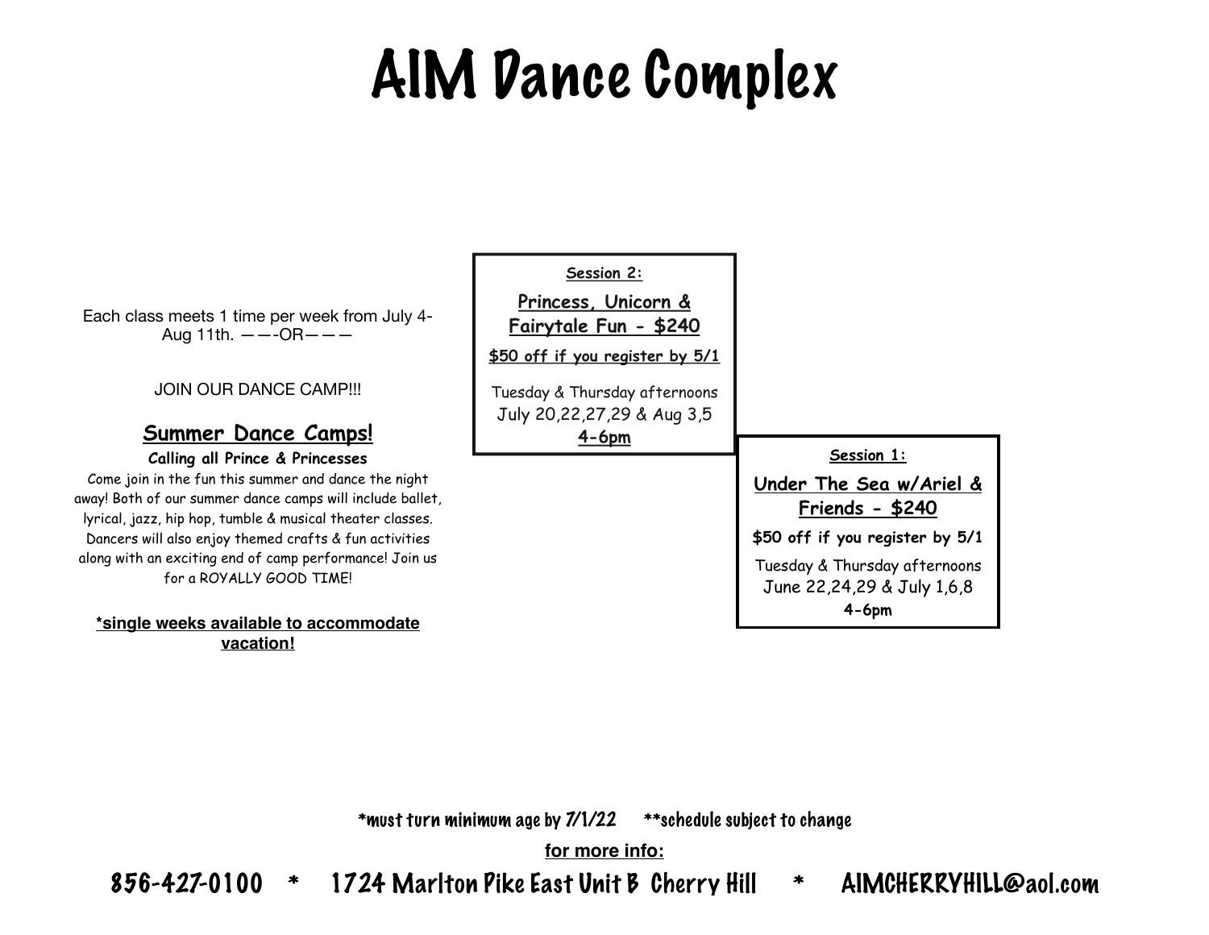# AIM Dance Complex

Each class meets 1 time per week from July 4-Aug 11th. ——-OR———

JOIN OUR DANCE CAMP!!!

## Summer Dance Camps!

**Calling all Prince & Princesses**

Come join in the fun this summer and dance the night away! Both of our summer dance camps will include ballet, lyrical, jazz, hip hop, tumble & musical theater classes. Dancers will also enjoy themed crafts & fun activities along with an exciting end of camp performance! Join us for a ROYALLY GOOD TIME!

**\*single weeks available to accommodate vacation!**

**Session 2:**

**Princess, Unicorn & Fairytale Fun - $240**

**$50 off if you register by 5/1**

Tuesday & Thursday afternoons
July 20,22,27,29 & Aug 3,5
**4-6pm**

**Session 1:**

**Under The Sea w/Ariel & Friends - $240**

**$50 off if you register by 5/1**

Tuesday & Thursday afternoons
June 22,24,29 & July 1,6,8
**4-6pm**

*must turn minimum age by 7/1/22 **schedule subject to change

**for more info:**

856-427-0100 * 1724 Marlton Pike East Unit B Cherry Hill * AIMCHERRYHILL@aol.com